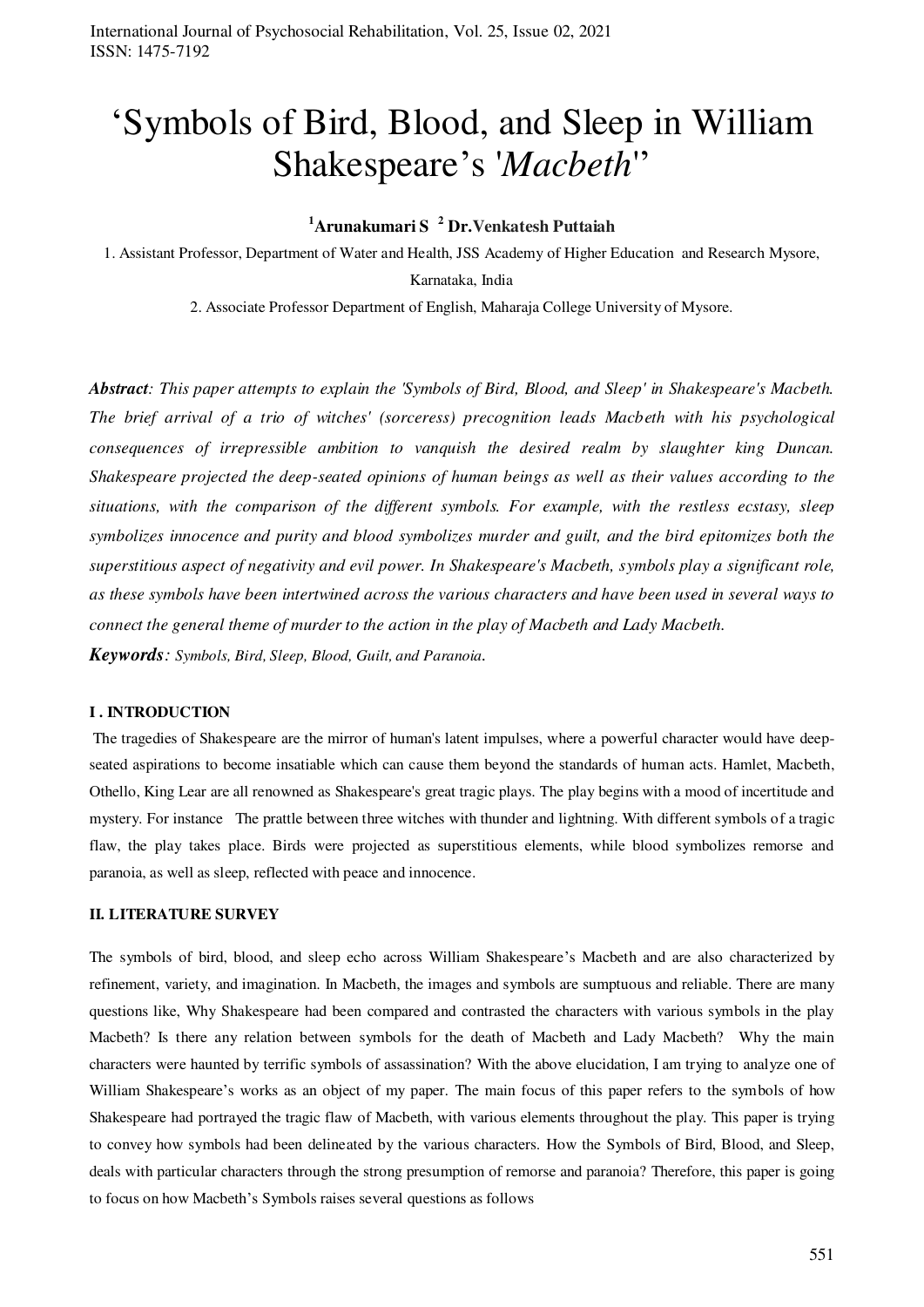# 'Symbols of Bird, Blood, and Sleep in William Shakespeare's '*Macbeth*''

**[1]Arunakumari S [2] Dr.Venkatesh Puttaiah**

1. Assistant Professor, Department of Water and Health, JSS Academy of Higher Education and Research Mysore, Karnataka, India

2. Associate Professor Department of English, Maharaja College University of Mysore.

***Abstract**: This paper attempts to explain the 'Symbols of Bird, Blood, and Sleep' in Shakespeare's Macbeth. The brief arrival of a trio of witches' (sorceress) precognition leads Macbeth with his psychological consequences of irrepressible ambition to vanquish the desired realm by slaughter king Duncan. Shakespeare projected the deep-seated opinions of human beings as well as their values according to the situations, with the comparison of the different symbols. For example, with the restless ecstasy, sleep symbolizes innocence and purity and blood symbolizes murder and guilt, and the bird epitomizes both the superstitious aspect of negativity and evil power. In Shakespeare's Macbeth, symbols play a significant role, as these symbols have been intertwined across the various characters and have been used in several ways to connect the general theme of murder to the action in the play of Macbeth and Lady Macbeth.*

***Keywords**: Symbols, Bird, Sleep, Blood, Guilt, and Paranoia.*

## I . INTRODUCTION

The tragedies of Shakespeare are the mirror of human's latent impulses, where a powerful character would have deep-seated aspirations to become insatiable which can cause them beyond the standards of human acts. Hamlet, Macbeth, Othello, King Lear are all renowned as Shakespeare's great tragic plays. The play begins with a mood of incertitude and mystery. For instance The prattle between three witches with thunder and lightning. With different symbols of a tragic flaw, the play takes place. Birds were projected as superstitious elements, while blood symbolizes remorse and paranoia, as well as sleep, reflected with peace and innocence.

## II. LITERATURE SURVEY

The symbols of bird, blood, and sleep echo across William Shakespeare's Macbeth and are also characterized by refinement, variety, and imagination. In Macbeth, the images and symbols are sumptuous and reliable. There are many questions like, Why Shakespeare had been compared and contrasted the characters with various symbols in the play Macbeth? Is there any relation between symbols for the death of Macbeth and Lady Macbeth? Why the main characters were haunted by terrific symbols of assassination? With the above elucidation, I am trying to analyze one of William Shakespeare's works as an object of my paper. The main focus of this paper refers to the symbols of how Shakespeare had portrayed the tragic flaw of Macbeth, with various elements throughout the play. This paper is trying to convey how symbols had been delineated by the various characters. How the Symbols of Bird, Blood, and Sleep, deals with particular characters through the strong presumption of remorse and paranoia? Therefore, this paper is going to focus on how Macbeth's Symbols raises several questions as follows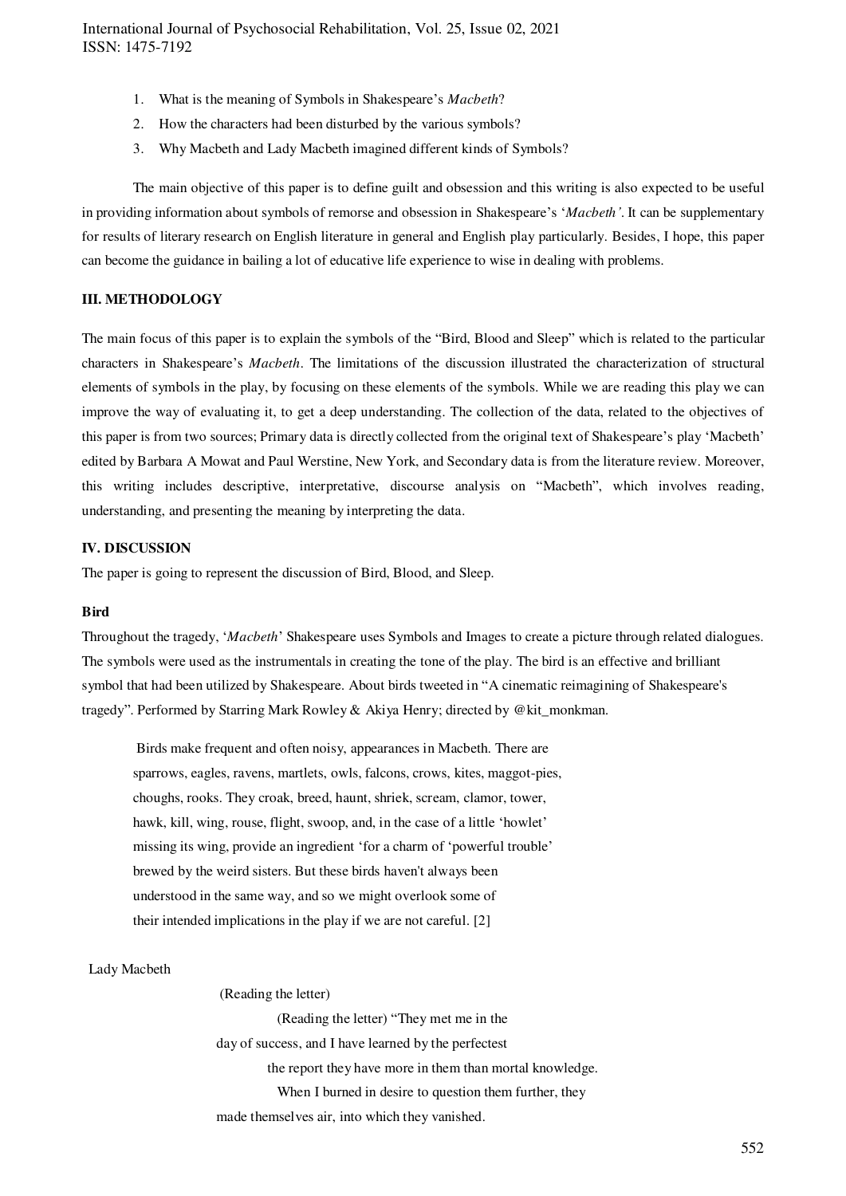1. What is the meaning of Symbols in Shakespeare's *Macbeth*?
2. How the characters had been disturbed by the various symbols?
3. Why Macbeth and Lady Macbeth imagined different kinds of Symbols?

The main objective of this paper is to define guilt and obsession and this writing is also expected to be useful in providing information about symbols of remorse and obsession in Shakespeare's '*Macbeth'*. It can be supplementary for results of literary research on English literature in general and English play particularly. Besides, I hope, this paper can become the guidance in bailing a lot of educative life experience to wise in dealing with problems.

## III. METHODOLOGY

The main focus of this paper is to explain the symbols of the "Bird, Blood and Sleep" which is related to the particular characters in Shakespeare's *Macbeth*. The limitations of the discussion illustrated the characterization of structural elements of symbols in the play, by focusing on these elements of the symbols. While we are reading this play we can improve the way of evaluating it, to get a deep understanding. The collection of the data, related to the objectives of this paper is from two sources; Primary data is directly collected from the original text of Shakespeare's play 'Macbeth' edited by Barbara A Mowat and Paul Werstine, New York, and Secondary data is from the literature review. Moreover, this writing includes descriptive, interpretative, discourse analysis on "Macbeth", which involves reading, understanding, and presenting the meaning by interpreting the data.

## IV. DISCUSSION

The paper is going to represent the discussion of Bird, Blood, and Sleep.

### Bird

Throughout the tragedy, '*Macbeth*' Shakespeare uses Symbols and Images to create a picture through related dialogues. The symbols were used as the instrumentals in creating the tone of the play. The bird is an effective and brilliant symbol that had been utilized by Shakespeare. About birds tweeted in "A cinematic reimagining of Shakespeare's tragedy". Performed by Starring Mark Rowley & Akiya Henry; directed by @kit_monkman.

> Birds make frequent and often noisy, appearances in Macbeth. There are sparrows, eagles, ravens, martlets, owls, falcons, crows, kites, maggot-pies, choughs, rooks. They croak, breed, haunt, shriek, scream, clamor, tower, hawk, kill, wing, rouse, flight, swoop, and, in the case of a little 'howlet' missing its wing, provide an ingredient 'for a charm of 'powerful trouble' brewed by the weird sisters. But these birds haven't always been understood in the same way, and so we might overlook some of their intended implications in the play if we are not careful. [2]

Lady Macbeth

(Reading the letter)

(Reading the letter) "They met me in the day of success, and I have learned by the perfectest the report they have more in them than mortal knowledge. When I burned in desire to question them further, they made themselves air, into which they vanished.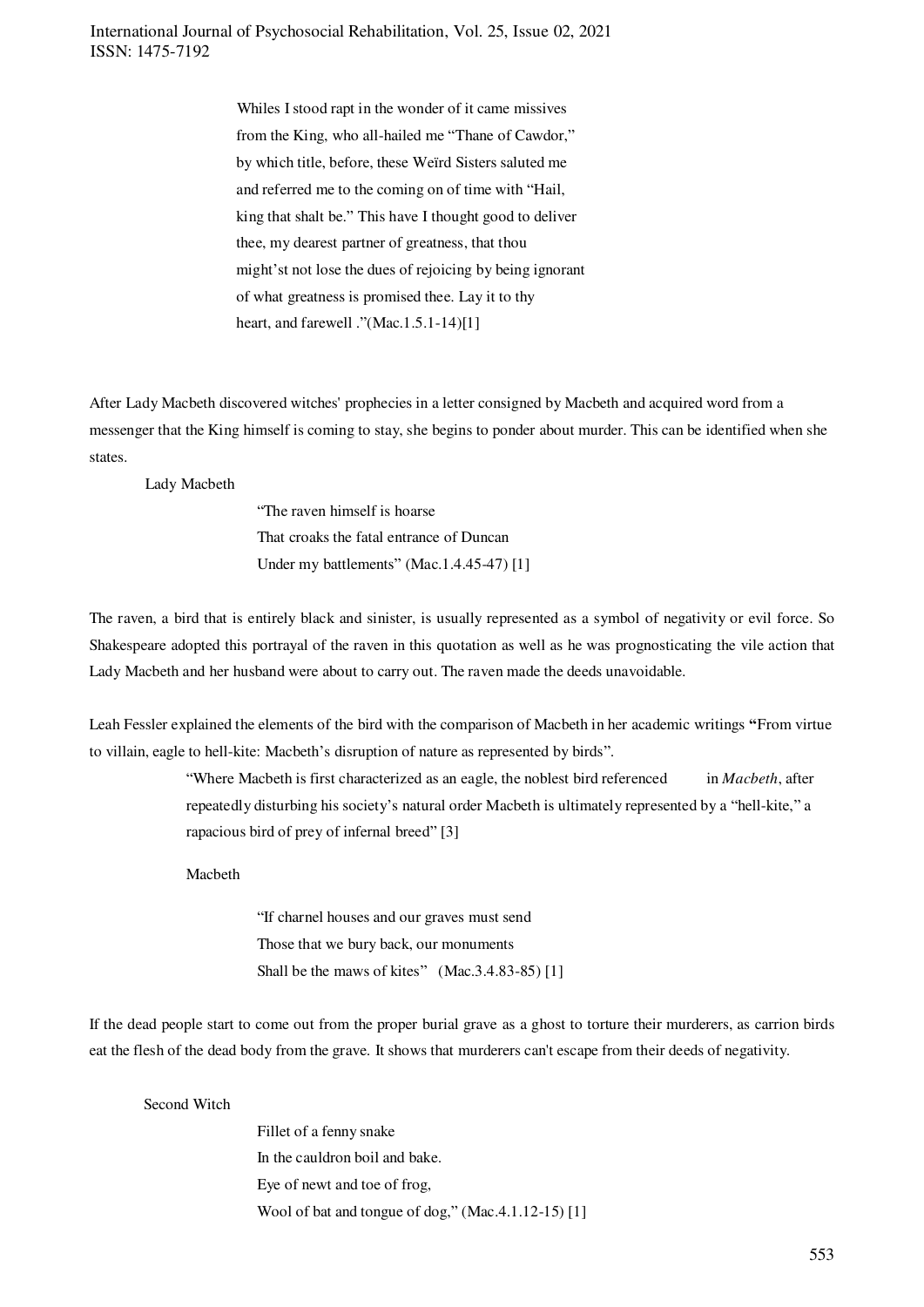> Whiles I stood rapt in the wonder of it came missives
> from the King, who all-hailed me "Thane of Cawdor,"
> by which title, before, these Weïrd Sisters saluted me
> and referred me to the coming on of time with "Hail,
> king that shalt be." This have I thought good to deliver
> thee, my dearest partner of greatness, that thou
> might'st not lose the dues of rejoicing by being ignorant
> of what greatness is promised thee. Lay it to thy
> heart, and farewell ."(Mac.1.5.1-14)[1]

After Lady Macbeth discovered witches' prophecies in a letter consigned by Macbeth and acquired word from a messenger that the King himself is coming to stay, she begins to ponder about murder. This can be identified when she states.

Lady Macbeth

> "The raven himself is hoarse
> That croaks the fatal entrance of Duncan
> Under my battlements" (Mac.1.4.45-47) [1]

The raven, a bird that is entirely black and sinister, is usually represented as a symbol of negativity or evil force. So Shakespeare adopted this portrayal of the raven in this quotation as well as he was prognosticating the vile action that Lady Macbeth and her husband were about to carry out. The raven made the deeds unavoidable.

Leah Fessler explained the elements of the bird with the comparison of Macbeth in her academic writings **"**From virtue to villain, eagle to hell-kite: Macbeth's disruption of nature as represented by birds".

> "Where Macbeth is first characterized as an eagle, the noblest bird referenced in *Macbeth*, after repeatedly disturbing his society's natural order Macbeth is ultimately represented by a "hell-kite," a rapacious bird of prey of infernal breed" [3]

Macbeth

> "If charnel houses and our graves must send
> Those that we bury back, our monuments
> Shall be the maws of kites" (Mac.3.4.83-85) [1]

If the dead people start to come out from the proper burial grave as a ghost to torture their murderers, as carrion birds eat the flesh of the dead body from the grave. It shows that murderers can't escape from their deeds of negativity.

Second Witch

> Fillet of a fenny snake
> In the cauldron boil and bake.
> Eye of newt and toe of frog,
> Wool of bat and tongue of dog," (Mac.4.1.12-15) [1]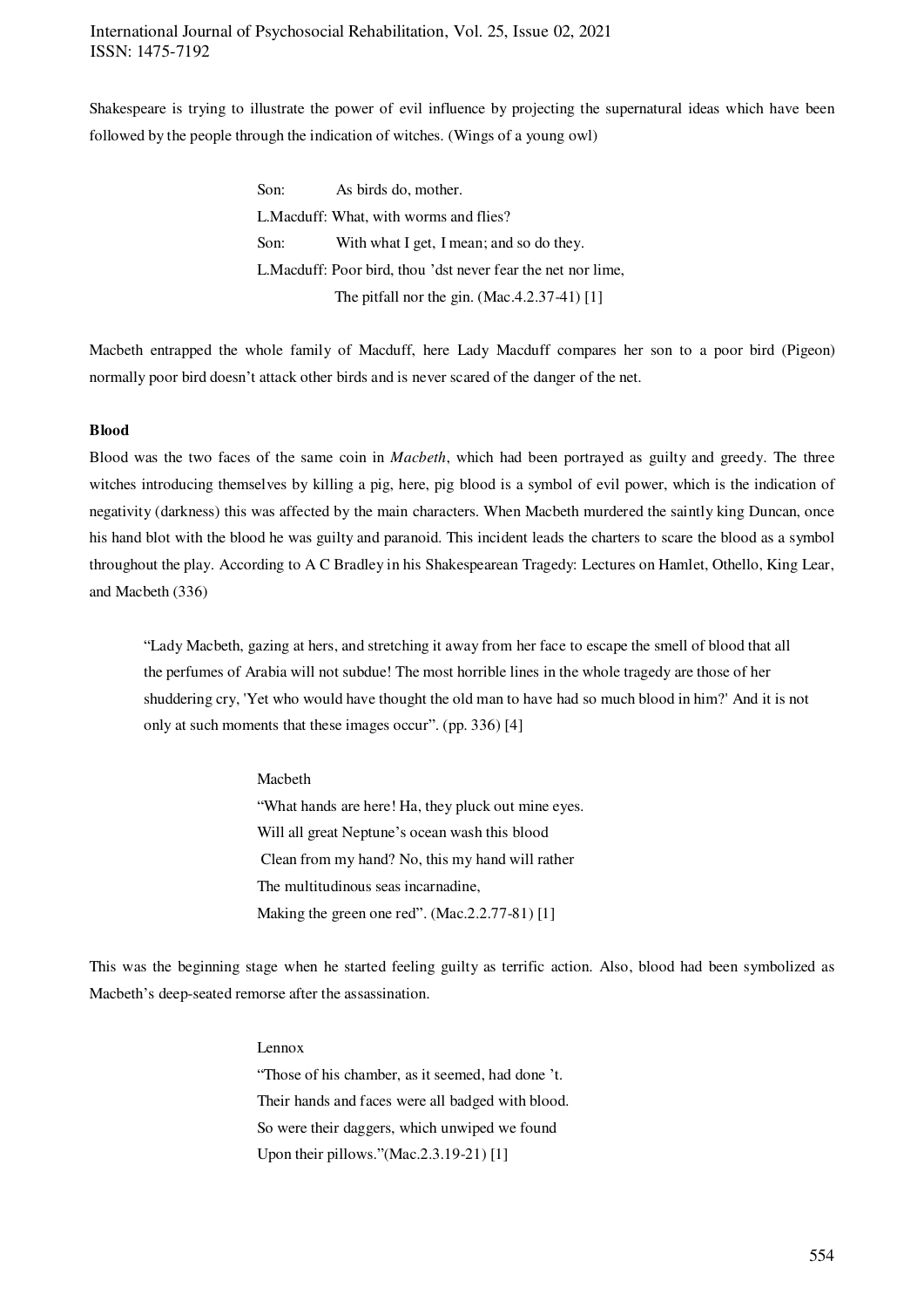Shakespeare is trying to illustrate the power of evil influence by projecting the supernatural ideas which have been followed by the people through the indication of witches. (Wings of a young owl)

> Son: As birds do, mother.
> L.Macduff: What, with worms and flies?
> Son: With what I get, I mean; and so do they.
> L.Macduff: Poor bird, thou 'dst never fear the net nor lime,
> The pitfall nor the gin. (Mac.4.2.37-41) [1]

Macbeth entrapped the whole family of Macduff, here Lady Macduff compares her son to a poor bird (Pigeon) normally poor bird doesn't attack other birds and is never scared of the danger of the net.

**Blood**

Blood was the two faces of the same coin in *Macbeth*, which had been portrayed as guilty and greedy. The three witches introducing themselves by killing a pig, here, pig blood is a symbol of evil power, which is the indication of negativity (darkness) this was affected by the main characters. When Macbeth murdered the saintly king Duncan, once his hand blot with the blood he was guilty and paranoid. This incident leads the charters to scare the blood as a symbol throughout the play. According to A C Bradley in his Shakespearean Tragedy: Lectures on Hamlet, Othello, King Lear, and Macbeth (336)

> "Lady Macbeth, gazing at hers, and stretching it away from her face to escape the smell of blood that all the perfumes of Arabia will not subdue! The most horrible lines in the whole tragedy are those of her shuddering cry, 'Yet who would have thought the old man to have had so much blood in him?' And it is not only at such moments that these images occur". (pp. 336) [4]

> Macbeth
> "What hands are here! Ha, they pluck out mine eyes.
> Will all great Neptune's ocean wash this blood
> Clean from my hand? No, this my hand will rather
> The multitudinous seas incarnadine,
> Making the green one red". (Mac.2.2.77-81) [1]

This was the beginning stage when he started feeling guilty as terrific action. Also, blood had been symbolized as Macbeth's deep-seated remorse after the assassination.

> Lennox
> "Those of his chamber, as it seemed, had done 't.
> Their hands and faces were all badged with blood.
> So were their daggers, which unwiped we found
> Upon their pillows."(Mac.2.3.19-21) [1]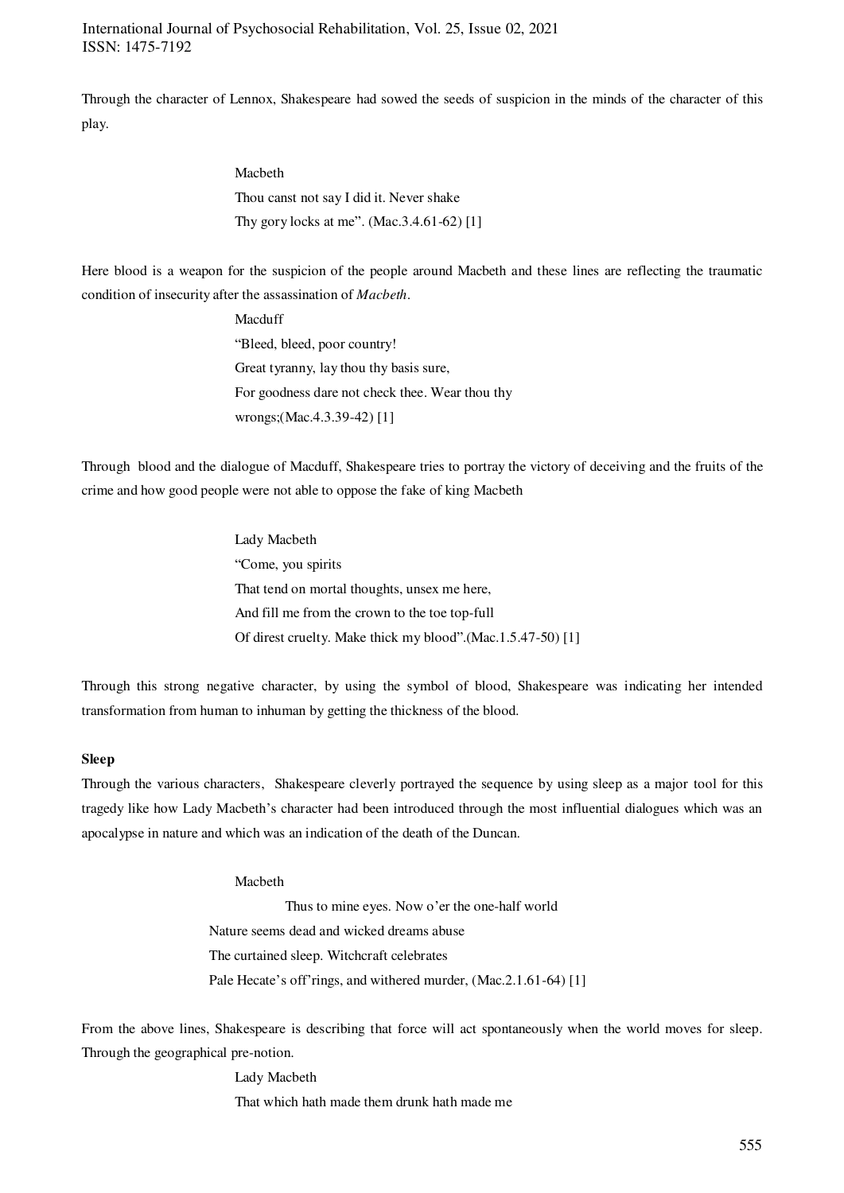Through the character of Lennox, Shakespeare had sowed the seeds of suspicion in the minds of the character of this play.

> Macbeth
> Thou canst not say I did it. Never shake
> Thy gory locks at me". (Mac.3.4.61-62) [1]

Here blood is a weapon for the suspicion of the people around Macbeth and these lines are reflecting the traumatic condition of insecurity after the assassination of *Macbeth*.

> Macduff
> "Bleed, bleed, poor country!
> Great tyranny, lay thou thy basis sure,
> For goodness dare not check thee. Wear thou thy
> wrongs;(Mac.4.3.39-42) [1]

Through blood and the dialogue of Macduff, Shakespeare tries to portray the victory of deceiving and the fruits of the crime and how good people were not able to oppose the fake of king Macbeth

> Lady Macbeth
> "Come, you spirits
> That tend on mortal thoughts, unsex me here,
> And fill me from the crown to the toe top-full
> Of direst cruelty. Make thick my blood".(Mac.1.5.47-50) [1]

Through this strong negative character, by using the symbol of blood, Shakespeare was indicating her intended transformation from human to inhuman by getting the thickness of the blood.

**Sleep**

Through the various characters, Shakespeare cleverly portrayed the sequence by using sleep as a major tool for this tragedy like how Lady Macbeth's character had been introduced through the most influential dialogues which was an apocalypse in nature and which was an indication of the death of the Duncan.

> Macbeth
> Thus to mine eyes. Now o'er the one-half world
> Nature seems dead and wicked dreams abuse
> The curtained sleep. Witchcraft celebrates
> Pale Hecate's off'rings, and withered murder, (Mac.2.1.61-64) [1]

From the above lines, Shakespeare is describing that force will act spontaneously when the world moves for sleep. Through the geographical pre-notion.

> Lady Macbeth
> That which hath made them drunk hath made me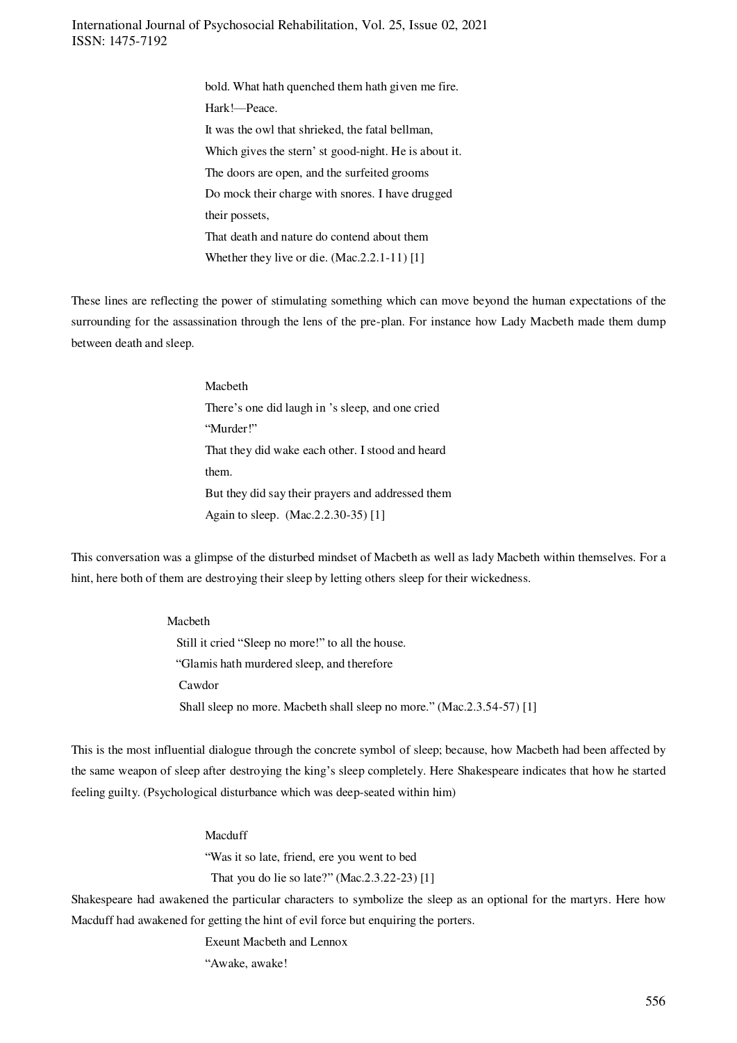bold. What hath quenched them hath given me fire.
Hark!—Peace.
It was the owl that shrieked, the fatal bellman,
Which gives the stern' st good-night. He is about it.
The doors are open, and the surfeited grooms
Do mock their charge with snores. I have drugged
their possets,
That death and nature do contend about them
Whether they live or die. (Mac.2.2.1-11) [1]

These lines are reflecting the power of stimulating something which can move beyond the human expectations of the surrounding for the assassination through the lens of the pre-plan. For instance how Lady Macbeth made them dump between death and sleep.

Macbeth
There's one did laugh in 's sleep, and one cried
"Murder!"
That they did wake each other. I stood and heard
them.
But they did say their prayers and addressed them
Again to sleep. (Mac.2.2.30-35) [1]

This conversation was a glimpse of the disturbed mindset of Macbeth as well as lady Macbeth within themselves. For a hint, here both of them are destroying their sleep by letting others sleep for their wickedness.

Macbeth
Still it cried "Sleep no more!" to all the house.
"Glamis hath murdered sleep, and therefore
Cawdor
Shall sleep no more. Macbeth shall sleep no more." (Mac.2.3.54-57) [1]

This is the most influential dialogue through the concrete symbol of sleep; because, how Macbeth had been affected by the same weapon of sleep after destroying the king's sleep completely. Here Shakespeare indicates that how he started feeling guilty. (Psychological disturbance which was deep-seated within him)

Macduff
"Was it so late, friend, ere you went to bed
That you do lie so late?" (Mac.2.3.22-23) [1]

Shakespeare had awakened the particular characters to symbolize the sleep as an optional for the martyrs. Here how Macduff had awakened for getting the hint of evil force but enquiring the porters.

Exeunt Macbeth and Lennox
"Awake, awake!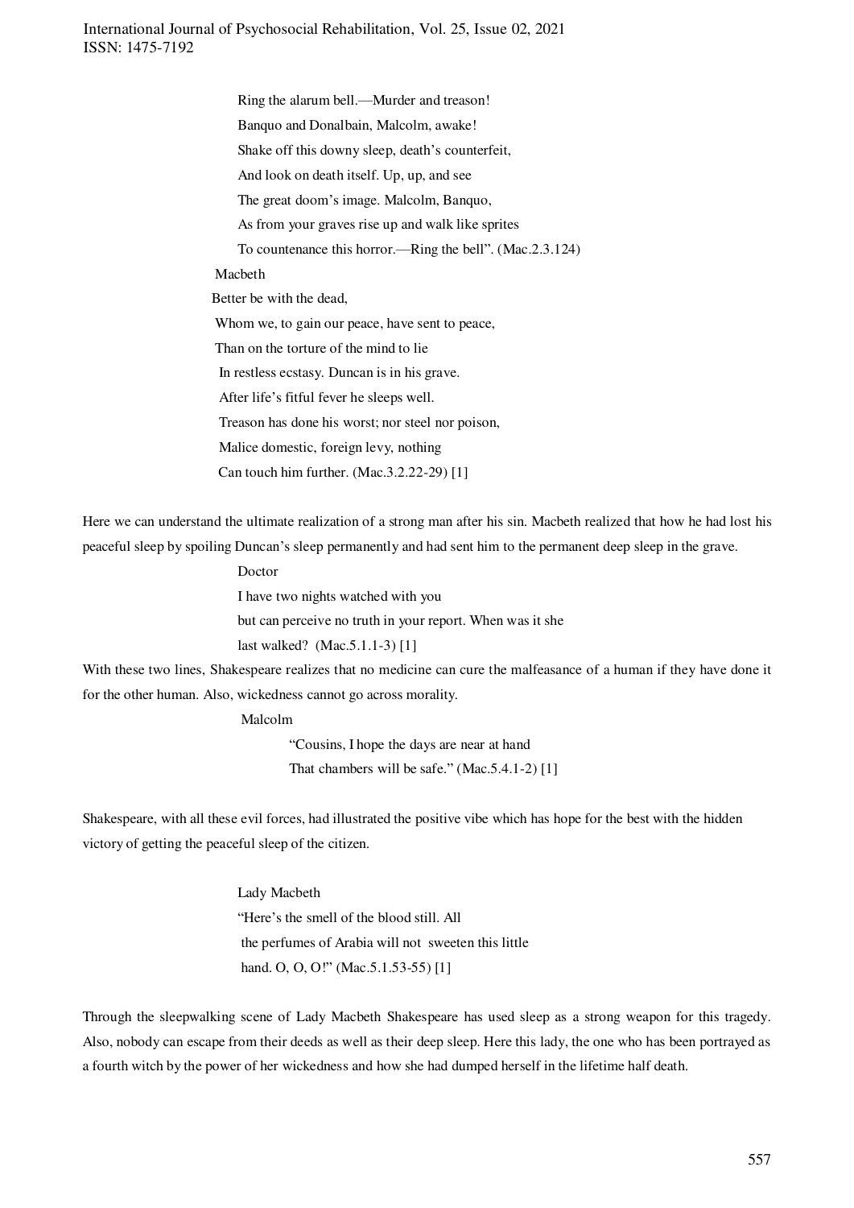Ring the alarum bell.—Murder and treason!

Banquo and Donalbain, Malcolm, awake!

Shake off this downy sleep, death's counterfeit,

And look on death itself. Up, up, and see

The great doom's image. Malcolm, Banquo,

As from your graves rise up and walk like sprites

To countenance this horror.—Ring the bell". (Mac.2.3.124)

Macbeth

Better be with the dead,

Whom we, to gain our peace, have sent to peace,

Than on the torture of the mind to lie

In restless ecstasy. Duncan is in his grave.

After life's fitful fever he sleeps well.

Treason has done his worst; nor steel nor poison,

Malice domestic, foreign levy, nothing

Can touch him further. (Mac.3.2.22-29) [1]

Here we can understand the ultimate realization of a strong man after his sin. Macbeth realized that how he had lost his peaceful sleep by spoiling Duncan's sleep permanently and had sent him to the permanent deep sleep in the grave.

Doctor

I have two nights watched with you

but can perceive no truth in your report. When was it she

last walked? (Mac.5.1.1-3) [1]

With these two lines, Shakespeare realizes that no medicine can cure the malfeasance of a human if they have done it for the other human. Also, wickedness cannot go across morality.

Malcolm

"Cousins, I hope the days are near at hand

That chambers will be safe." (Mac.5.4.1-2) [1]

Shakespeare, with all these evil forces, had illustrated the positive vibe which has hope for the best with the hidden victory of getting the peaceful sleep of the citizen.

Lady Macbeth

"Here's the smell of the blood still. All

the perfumes of Arabia will not sweeten this little

hand. O, O, O!" (Mac.5.1.53-55) [1]

Through the sleepwalking scene of Lady Macbeth Shakespeare has used sleep as a strong weapon for this tragedy. Also, nobody can escape from their deeds as well as their deep sleep. Here this lady, the one who has been portrayed as a fourth witch by the power of her wickedness and how she had dumped herself in the lifetime half death.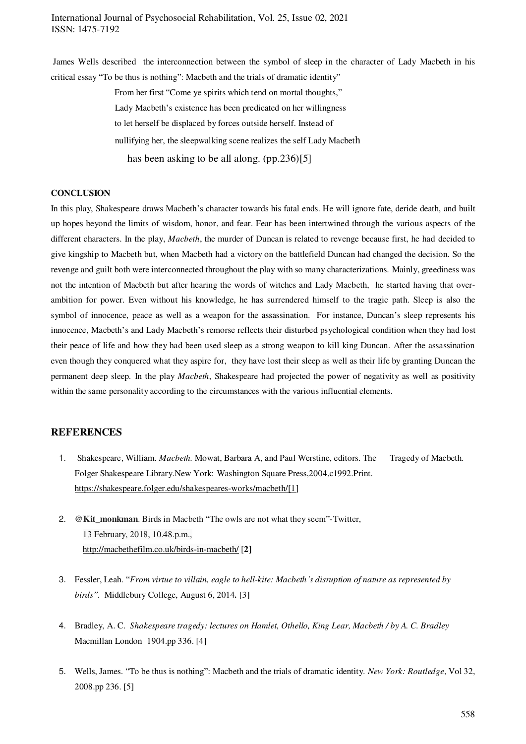James Wells described the interconnection between the symbol of sleep in the character of Lady Macbeth in his critical essay "To be thus is nothing": Macbeth and the trials of dramatic identity"

> From her first "Come ye spirits which tend on mortal thoughts,"
> Lady Macbeth's existence has been predicated on her willingness
> to let herself be displaced by forces outside herself. Instead of
> nullifying her, the sleepwalking scene realizes the self Lady Macbeth
> has been asking to be all along. (pp.236)[5]

**CONCLUSION**

In this play, Shakespeare draws Macbeth's character towards his fatal ends. He will ignore fate, deride death, and built up hopes beyond the limits of wisdom, honor, and fear. Fear has been intertwined through the various aspects of the different characters. In the play, *Macbeth*, the murder of Duncan is related to revenge because first, he had decided to give kingship to Macbeth but, when Macbeth had a victory on the battlefield Duncan had changed the decision. So the revenge and guilt both were interconnected throughout the play with so many characterizations. Mainly, greediness was not the intention of Macbeth but after hearing the words of witches and Lady Macbeth, he started having that over-ambition for power. Even without his knowledge, he has surrendered himself to the tragic path. Sleep is also the symbol of innocence, peace as well as a weapon for the assassination. For instance, Duncan's sleep represents his innocence, Macbeth's and Lady Macbeth's remorse reflects their disturbed psychological condition when they had lost their peace of life and how they had been used sleep as a strong weapon to kill king Duncan. After the assassination even though they conquered what they aspire for, they have lost their sleep as well as their life by granting Duncan the permanent deep sleep. In the play *Macbeth*, Shakespeare had projected the power of negativity as well as positivity within the same personality according to the circumstances with the various influential elements.

## REFERENCES

1. Shakespeare, William. *Macbeth.* Mowat, Barbara A, and Paul Werstine, editors. The Tragedy of Macbeth. Folger Shakespeare Library.New York: Washington Square Press,2004,c1992.Print. https://shakespeare.folger.edu/shakespeares-works/macbeth/[1]
2. @**Kit_monkman**. Birds in Macbeth "The owls are not what they seem"-Twitter, 13 February, 2018, 10.48.p.m., http://macbethefilm.co.uk/birds-in-macbeth/ [**2]**
3. Fessler, Leah. "*From virtue to villain, eagle to hell-kite: Macbeth's disruption of nature as represented by birds".* Middlebury College, August 6, 2014**.** [3]
4. Bradley, A. C. *Shakespeare tragedy: lectures on Hamlet, Othello, King Lear, Macbeth / by A. C. Bradley* Macmillan London 1904.pp 336. [4]
5. Wells, James. "To be thus is nothing": Macbeth and the trials of dramatic identity. *New York: Routledge*, Vol 32, 2008.pp 236. [5]